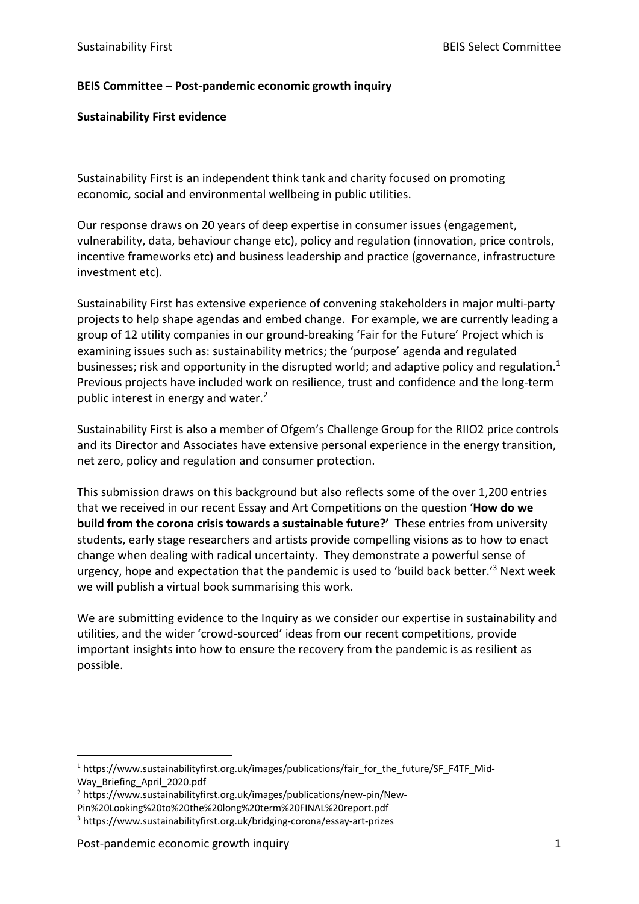**BEIS Committee – Post-pandemic economic growth inquiry**

**Sustainability First evidence**

Sustainability First is an independent think tank and charity focused on promoting economic, social and environmental wellbeing in public utilities.

Our response draws on 20 years of deep expertise in consumer issues (engagement, vulnerability, data, behaviour change etc), policy and regulation (innovation, price controls, incentive frameworks etc) and business leadership and practice (governance, infrastructure investment etc).

Sustainability First has extensive experience of convening stakeholders in major multi-party projects to help shape agendas and embed change. For example, we are currently leading a group of 12 utility companies in our ground-breaking 'Fair for the Future' Project which is examining issues such as: sustainability metrics; the 'purpose' agenda and regulated businesses; risk and opportunity in the disrupted world; and adaptive policy and regulation.[1] Previous projects have included work on resilience, trust and confidence and the long-term public interest in energy and water.[2]

Sustainability First is also a member of Ofgem's Challenge Group for the RIIO2 price controls and its Director and Associates have extensive personal experience in the energy transition, net zero, policy and regulation and consumer protection.

This submission draws on this background but also reflects some of the over 1,200 entries that we received in our recent Essay and Art Competitions on the question '**How do we build from the corona crisis towards a sustainable future?'** These entries from university students, early stage researchers and artists provide compelling visions as to how to enact change when dealing with radical uncertainty. They demonstrate a powerful sense of urgency, hope and expectation that the pandemic is used to 'build back better.'[3] Next week we will publish a virtual book summarising this work.

We are submitting evidence to the Inquiry as we consider our expertise in sustainability and utilities, and the wider 'crowd-sourced' ideas from our recent competitions, provide important insights into how to ensure the recovery from the pandemic is as resilient as possible.

---

[1] https://www.sustainabilityfirst.org.uk/images/publications/fair_for_the_future/SF_F4TF_Mid-Way_Briefing_April_2020.pdf

[2] https://www.sustainabilityfirst.org.uk/images/publications/new-pin/New-Pin%20Looking%20to%20the%20long%20term%20FINAL%20report.pdf

[3] https://www.sustainabilityfirst.org.uk/bridging-corona/essay-art-prizes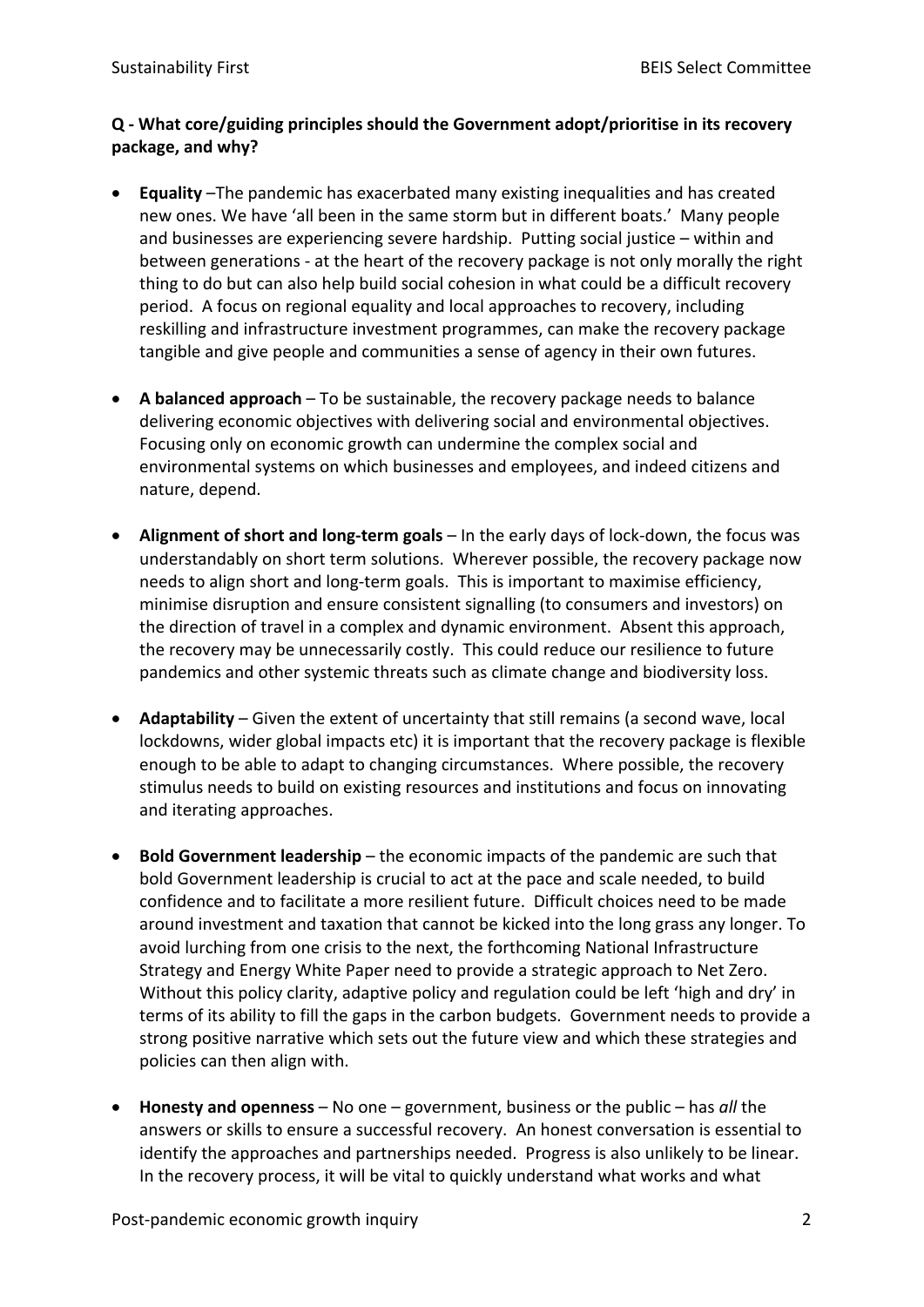**Q - What core/guiding principles should the Government adopt/prioritise in its recovery package, and why?**

- **Equality** –The pandemic has exacerbated many existing inequalities and has created new ones. We have 'all been in the same storm but in different boats.' Many people and businesses are experiencing severe hardship. Putting social justice – within and between generations - at the heart of the recovery package is not only morally the right thing to do but can also help build social cohesion in what could be a difficult recovery period. A focus on regional equality and local approaches to recovery, including reskilling and infrastructure investment programmes, can make the recovery package tangible and give people and communities a sense of agency in their own futures.

- **A balanced approach** – To be sustainable, the recovery package needs to balance delivering economic objectives with delivering social and environmental objectives. Focusing only on economic growth can undermine the complex social and environmental systems on which businesses and employees, and indeed citizens and nature, depend.

- **Alignment of short and long-term goals** – In the early days of lock-down, the focus was understandably on short term solutions. Wherever possible, the recovery package now needs to align short and long-term goals. This is important to maximise efficiency, minimise disruption and ensure consistent signalling (to consumers and investors) on the direction of travel in a complex and dynamic environment. Absent this approach, the recovery may be unnecessarily costly. This could reduce our resilience to future pandemics and other systemic threats such as climate change and biodiversity loss.

- **Adaptability** – Given the extent of uncertainty that still remains (a second wave, local lockdowns, wider global impacts etc) it is important that the recovery package is flexible enough to be able to adapt to changing circumstances. Where possible, the recovery stimulus needs to build on existing resources and institutions and focus on innovating and iterating approaches.

- **Bold Government leadership** – the economic impacts of the pandemic are such that bold Government leadership is crucial to act at the pace and scale needed, to build confidence and to facilitate a more resilient future. Difficult choices need to be made around investment and taxation that cannot be kicked into the long grass any longer. To avoid lurching from one crisis to the next, the forthcoming National Infrastructure Strategy and Energy White Paper need to provide a strategic approach to Net Zero. Without this policy clarity, adaptive policy and regulation could be left 'high and dry' in terms of its ability to fill the gaps in the carbon budgets. Government needs to provide a strong positive narrative which sets out the future view and which these strategies and policies can then align with.

- **Honesty and openness** – No one – government, business or the public – has *all* the answers or skills to ensure a successful recovery. An honest conversation is essential to identify the approaches and partnerships needed. Progress is also unlikely to be linear. In the recovery process, it will be vital to quickly understand what works and what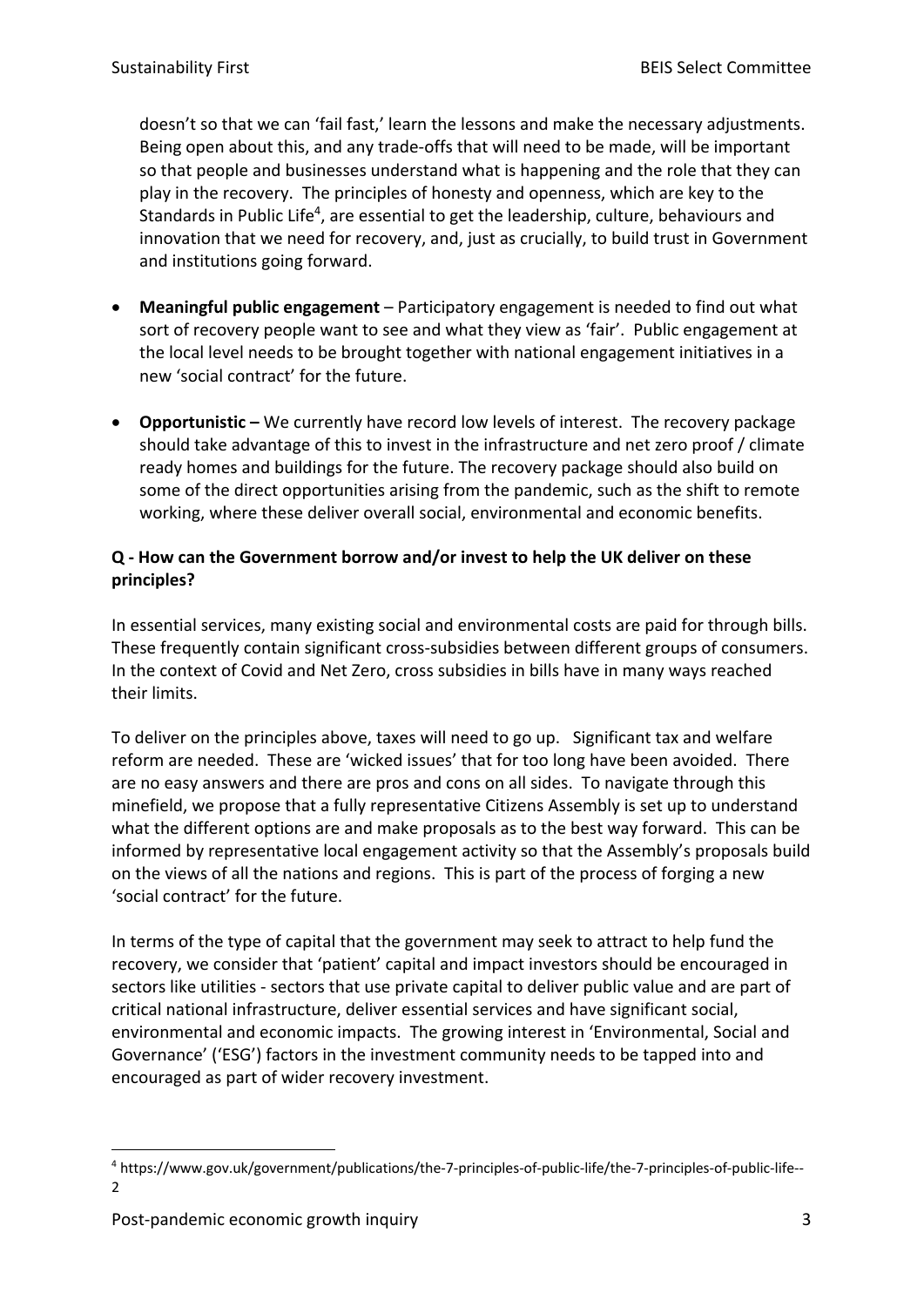doesn't so that we can 'fail fast,' learn the lessons and make the necessary adjustments. Being open about this, and any trade-offs that will need to be made, will be important so that people and businesses understand what is happening and the role that they can play in the recovery. The principles of honesty and openness, which are key to the Standards in Public Life[4], are essential to get the leadership, culture, behaviours and innovation that we need for recovery, and, just as crucially, to build trust in Government and institutions going forward.

- **Meaningful public engagement** – Participatory engagement is needed to find out what sort of recovery people want to see and what they view as 'fair'. Public engagement at the local level needs to be brought together with national engagement initiatives in a new 'social contract' for the future.
- **Opportunistic –** We currently have record low levels of interest. The recovery package should take advantage of this to invest in the infrastructure and net zero proof / climate ready homes and buildings for the future. The recovery package should also build on some of the direct opportunities arising from the pandemic, such as the shift to remote working, where these deliver overall social, environmental and economic benefits.

**Q - How can the Government borrow and/or invest to help the UK deliver on these principles?**

In essential services, many existing social and environmental costs are paid for through bills. These frequently contain significant cross-subsidies between different groups of consumers. In the context of Covid and Net Zero, cross subsidies in bills have in many ways reached their limits.

To deliver on the principles above, taxes will need to go up. Significant tax and welfare reform are needed. These are 'wicked issues' that for too long have been avoided. There are no easy answers and there are pros and cons on all sides. To navigate through this minefield, we propose that a fully representative Citizens Assembly is set up to understand what the different options are and make proposals as to the best way forward. This can be informed by representative local engagement activity so that the Assembly's proposals build on the views of all the nations and regions. This is part of the process of forging a new 'social contract' for the future.

In terms of the type of capital that the government may seek to attract to help fund the recovery, we consider that 'patient' capital and impact investors should be encouraged in sectors like utilities - sectors that use private capital to deliver public value and are part of critical national infrastructure, deliver essential services and have significant social, environmental and economic impacts. The growing interest in 'Environmental, Social and Governance' ('ESG') factors in the investment community needs to be tapped into and encouraged as part of wider recovery investment.

[4] https://www.gov.uk/government/publications/the-7-principles-of-public-life/the-7-principles-of-public-life--2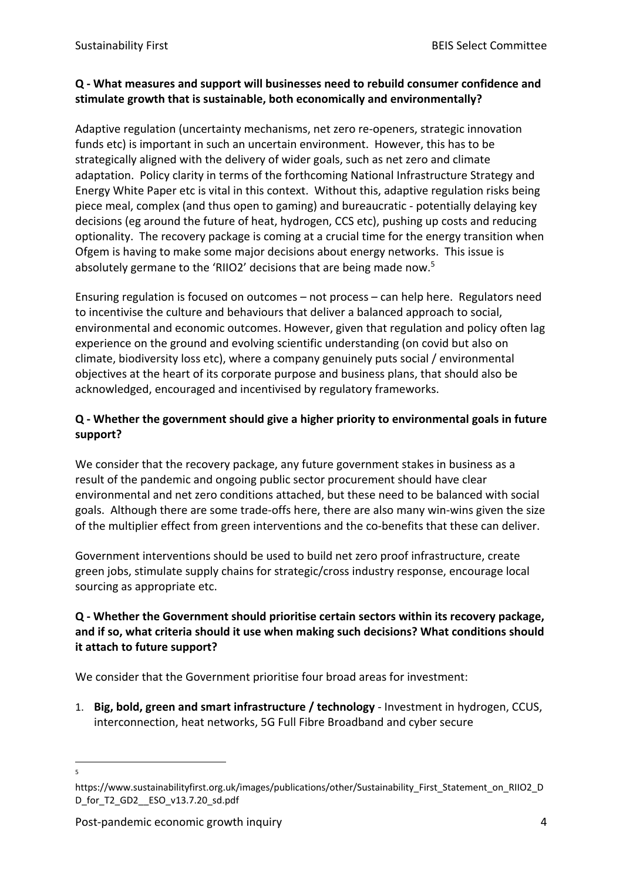**Q - What measures and support will businesses need to rebuild consumer confidence and stimulate growth that is sustainable, both economically and environmentally?**

Adaptive regulation (uncertainty mechanisms, net zero re-openers, strategic innovation funds etc) is important in such an uncertain environment. However, this has to be strategically aligned with the delivery of wider goals, such as net zero and climate adaptation. Policy clarity in terms of the forthcoming National Infrastructure Strategy and Energy White Paper etc is vital in this context. Without this, adaptive regulation risks being piece meal, complex (and thus open to gaming) and bureaucratic - potentially delaying key decisions (eg around the future of heat, hydrogen, CCS etc), pushing up costs and reducing optionality. The recovery package is coming at a crucial time for the energy transition when Ofgem is having to make some major decisions about energy networks. This issue is absolutely germane to the 'RIIO2' decisions that are being made now.[5]

Ensuring regulation is focused on outcomes – not process – can help here. Regulators need to incentivise the culture and behaviours that deliver a balanced approach to social, environmental and economic outcomes. However, given that regulation and policy often lag experience on the ground and evolving scientific understanding (on covid but also on climate, biodiversity loss etc), where a company genuinely puts social / environmental objectives at the heart of its corporate purpose and business plans, that should also be acknowledged, encouraged and incentivised by regulatory frameworks.

**Q - Whether the government should give a higher priority to environmental goals in future support?**

We consider that the recovery package, any future government stakes in business as a result of the pandemic and ongoing public sector procurement should have clear environmental and net zero conditions attached, but these need to be balanced with social goals. Although there are some trade-offs here, there are also many win-wins given the size of the multiplier effect from green interventions and the co-benefits that these can deliver.

Government interventions should be used to build net zero proof infrastructure, create green jobs, stimulate supply chains for strategic/cross industry response, encourage local sourcing as appropriate etc.

**Q - Whether the Government should prioritise certain sectors within its recovery package, and if so, what criteria should it use when making such decisions? What conditions should it attach to future support?**

We consider that the Government prioritise four broad areas for investment:

1. **Big, bold, green and smart infrastructure / technology** - Investment in hydrogen, CCUS, interconnection, heat networks, 5G Full Fibre Broadband and cyber secure

---

[5] https://www.sustainabilityfirst.org.uk/images/publications/other/Sustainability_First_Statement_on_RIIO2_DD_for_T2_GD2__ESO_v13.7.20_sd.pdf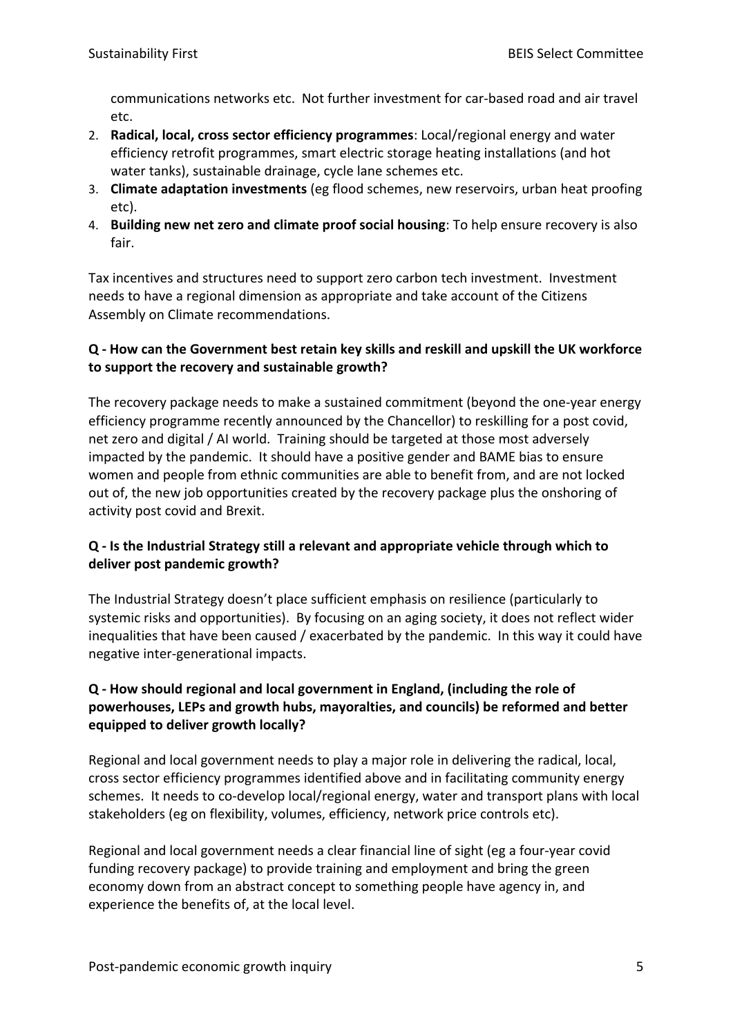communications networks etc. Not further investment for car-based road and air travel etc.

2. **Radical, local, cross sector efficiency programmes**: Local/regional energy and water efficiency retrofit programmes, smart electric storage heating installations (and hot water tanks), sustainable drainage, cycle lane schemes etc.
3. **Climate adaptation investments** (eg flood schemes, new reservoirs, urban heat proofing etc).
4. **Building new net zero and climate proof social housing**: To help ensure recovery is also fair.

Tax incentives and structures need to support zero carbon tech investment. Investment needs to have a regional dimension as appropriate and take account of the Citizens Assembly on Climate recommendations.

**Q - How can the Government best retain key skills and reskill and upskill the UK workforce to support the recovery and sustainable growth?**

The recovery package needs to make a sustained commitment (beyond the one-year energy efficiency programme recently announced by the Chancellor) to reskilling for a post covid, net zero and digital / AI world. Training should be targeted at those most adversely impacted by the pandemic. It should have a positive gender and BAME bias to ensure women and people from ethnic communities are able to benefit from, and are not locked out of, the new job opportunities created by the recovery package plus the onshoring of activity post covid and Brexit.

**Q - Is the Industrial Strategy still a relevant and appropriate vehicle through which to deliver post pandemic growth?**

The Industrial Strategy doesn't place sufficient emphasis on resilience (particularly to systemic risks and opportunities). By focusing on an aging society, it does not reflect wider inequalities that have been caused / exacerbated by the pandemic. In this way it could have negative inter-generational impacts.

**Q - How should regional and local government in England, (including the role of powerhouses, LEPs and growth hubs, mayoralties, and councils) be reformed and better equipped to deliver growth locally?**

Regional and local government needs to play a major role in delivering the radical, local, cross sector efficiency programmes identified above and in facilitating community energy schemes. It needs to co-develop local/regional energy, water and transport plans with local stakeholders (eg on flexibility, volumes, efficiency, network price controls etc).

Regional and local government needs a clear financial line of sight (eg a four-year covid funding recovery package) to provide training and employment and bring the green economy down from an abstract concept to something people have agency in, and experience the benefits of, at the local level.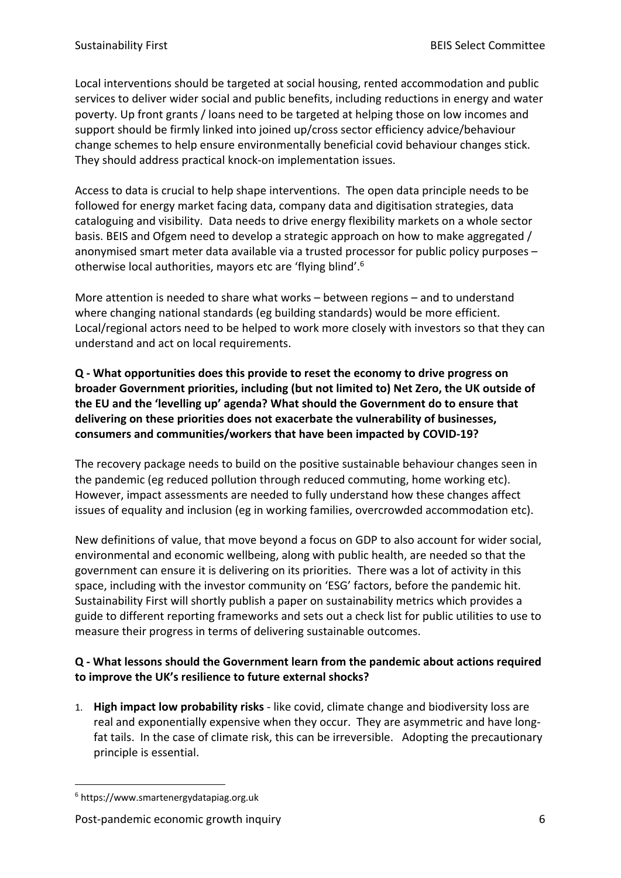Local interventions should be targeted at social housing, rented accommodation and public services to deliver wider social and public benefits, including reductions in energy and water poverty. Up front grants / loans need to be targeted at helping those on low incomes and support should be firmly linked into joined up/cross sector efficiency advice/behaviour change schemes to help ensure environmentally beneficial covid behaviour changes stick. They should address practical knock-on implementation issues.

Access to data is crucial to help shape interventions. The open data principle needs to be followed for energy market facing data, company data and digitisation strategies, data cataloguing and visibility. Data needs to drive energy flexibility markets on a whole sector basis. BEIS and Ofgem need to develop a strategic approach on how to make aggregated / anonymised smart meter data available via a trusted processor for public policy purposes – otherwise local authorities, mayors etc are 'flying blind'.[6]

More attention is needed to share what works – between regions – and to understand where changing national standards (eg building standards) would be more efficient. Local/regional actors need to be helped to work more closely with investors so that they can understand and act on local requirements.

**Q - What opportunities does this provide to reset the economy to drive progress on broader Government priorities, including (but not limited to) Net Zero, the UK outside of the EU and the 'levelling up' agenda? What should the Government do to ensure that delivering on these priorities does not exacerbate the vulnerability of businesses, consumers and communities/workers that have been impacted by COVID-19?**

The recovery package needs to build on the positive sustainable behaviour changes seen in the pandemic (eg reduced pollution through reduced commuting, home working etc). However, impact assessments are needed to fully understand how these changes affect issues of equality and inclusion (eg in working families, overcrowded accommodation etc).

New definitions of value, that move beyond a focus on GDP to also account for wider social, environmental and economic wellbeing, along with public health, are needed so that the government can ensure it is delivering on its priorities. There was a lot of activity in this space, including with the investor community on 'ESG' factors, before the pandemic hit. Sustainability First will shortly publish a paper on sustainability metrics which provides a guide to different reporting frameworks and sets out a check list for public utilities to use to measure their progress in terms of delivering sustainable outcomes.

**Q - What lessons should the Government learn from the pandemic about actions required to improve the UK's resilience to future external shocks?**

1. **High impact low probability risks** - like covid, climate change and biodiversity loss are real and exponentially expensive when they occur. They are asymmetric and have long-fat tails. In the case of climate risk, this can be irreversible. Adopting the precautionary principle is essential.

---

[6] https://www.smartenergydatapiag.org.uk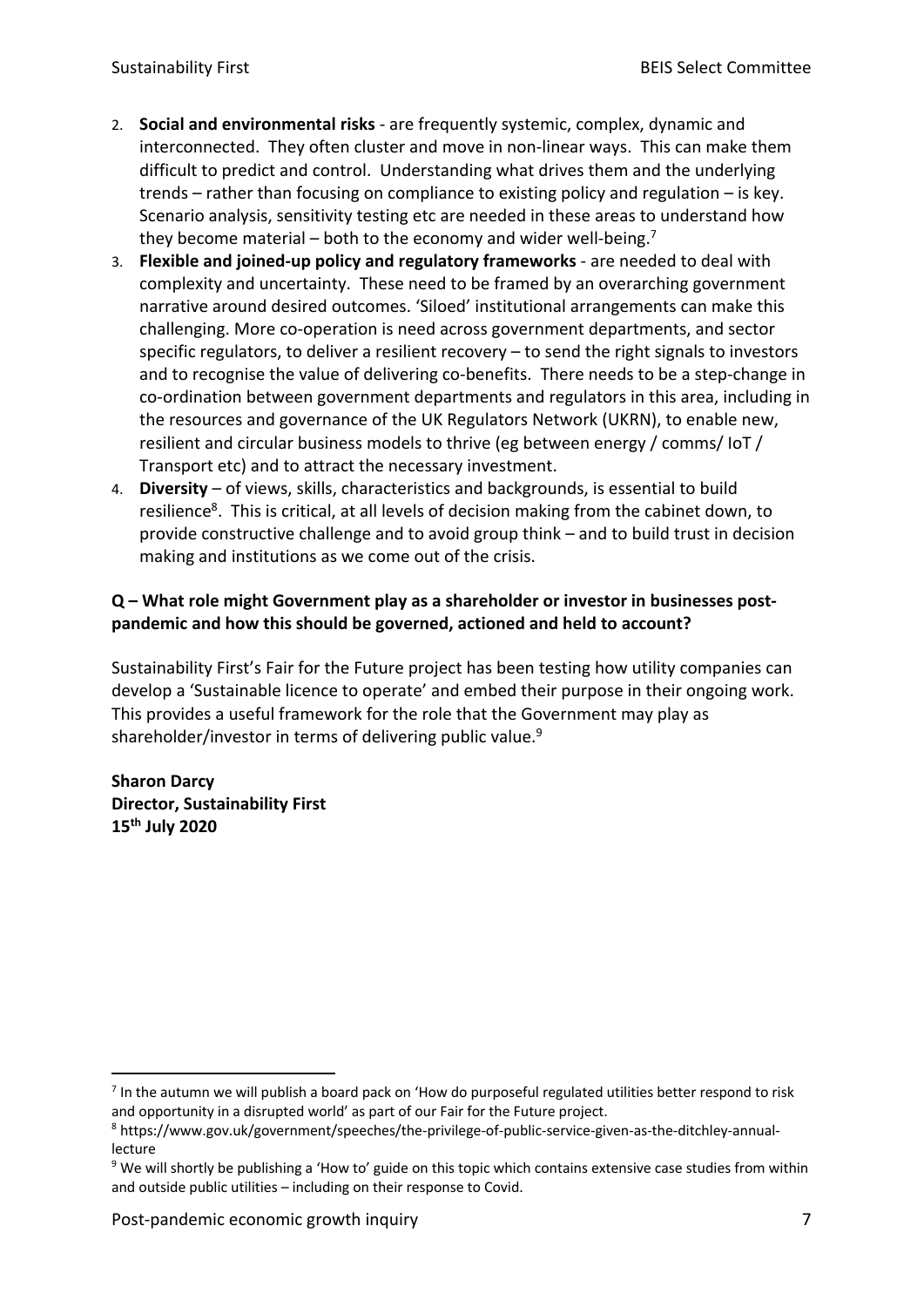2. **Social and environmental risks** - are frequently systemic, complex, dynamic and interconnected. They often cluster and move in non-linear ways. This can make them difficult to predict and control. Understanding what drives them and the underlying trends – rather than focusing on compliance to existing policy and regulation – is key. Scenario analysis, sensitivity testing etc are needed in these areas to understand how they become material – both to the economy and wider well-being.[7]
3. **Flexible and joined-up policy and regulatory frameworks** - are needed to deal with complexity and uncertainty. These need to be framed by an overarching government narrative around desired outcomes. 'Siloed' institutional arrangements can make this challenging. More co-operation is need across government departments, and sector specific regulators, to deliver a resilient recovery – to send the right signals to investors and to recognise the value of delivering co-benefits. There needs to be a step-change in co-ordination between government departments and regulators in this area, including in the resources and governance of the UK Regulators Network (UKRN), to enable new, resilient and circular business models to thrive (eg between energy / comms/ IoT / Transport etc) and to attract the necessary investment.
4. **Diversity** – of views, skills, characteristics and backgrounds, is essential to build resilience[8]. This is critical, at all levels of decision making from the cabinet down, to provide constructive challenge and to avoid group think – and to build trust in decision making and institutions as we come out of the crisis.

**Q – What role might Government play as a shareholder or investor in businesses post-pandemic and how this should be governed, actioned and held to account?**

Sustainability First's Fair for the Future project has been testing how utility companies can develop a 'Sustainable licence to operate' and embed their purpose in their ongoing work. This provides a useful framework for the role that the Government may play as shareholder/investor in terms of delivering public value.[9]

**Sharon Darcy**
**Director, Sustainability First**
**15th July 2020**

---

[7] In the autumn we will publish a board pack on 'How do purposeful regulated utilities better respond to risk and opportunity in a disrupted world' as part of our Fair for the Future project.

[8] https://www.gov.uk/government/speeches/the-privilege-of-public-service-given-as-the-ditchley-annual-lecture

[9] We will shortly be publishing a 'How to' guide on this topic which contains extensive case studies from within and outside public utilities – including on their response to Covid.